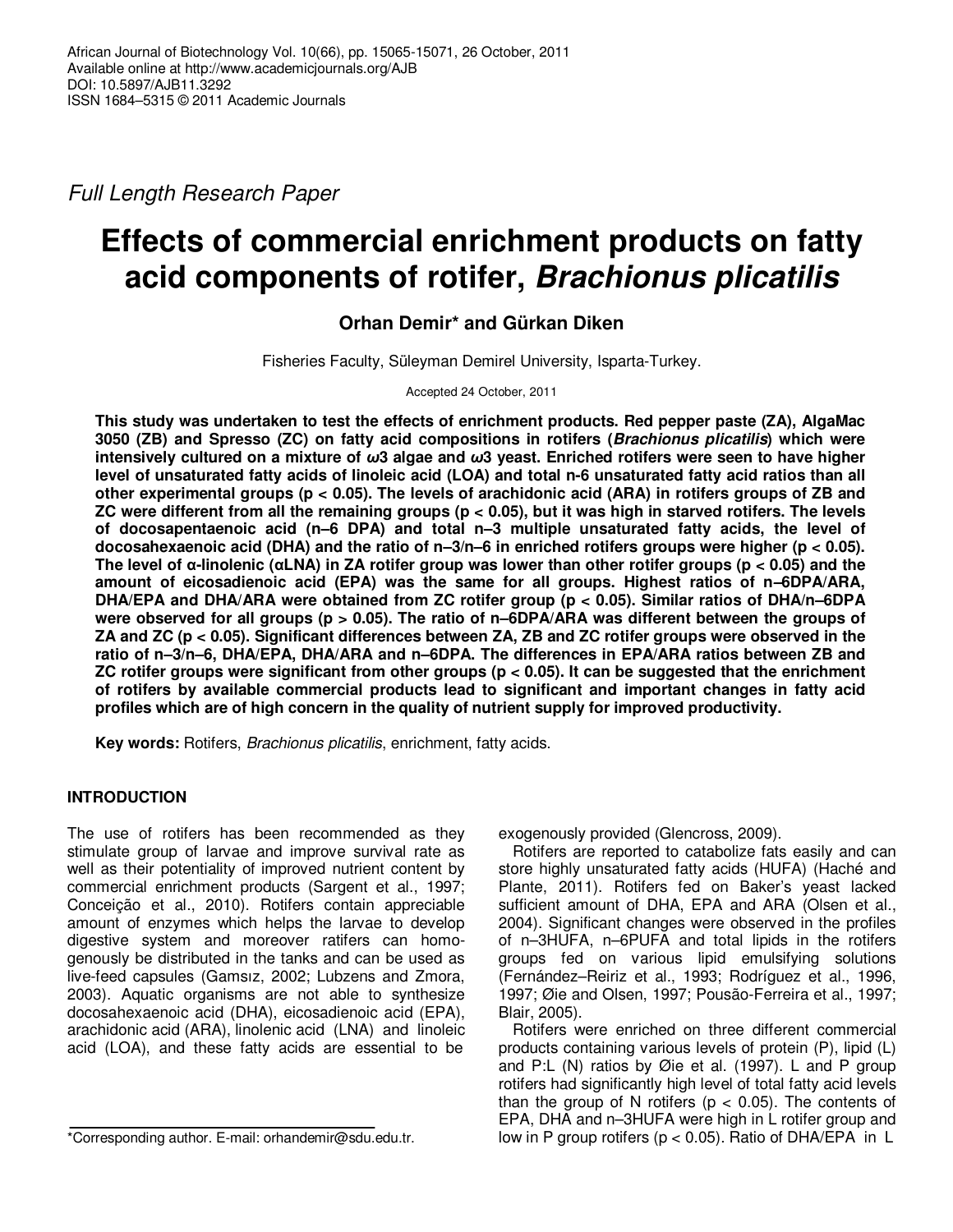African Journal of Biotechnology Vol. 10(66), pp. 15065-15071, 26 October, 2011
Available online at http://www.academicjournals.org/AJB
DOI: 10.5897/AJB11.3292
ISSN 1684–5315 © 2011 Academic Journals

*Full Length Research Paper*

# Effects of commercial enrichment products on fatty acid components of rotifer, *Brachionus plicatilis*

**Orhan Demir* and Gürkan Diken**

Fisheries Faculty, Süleyman Demirel University, Isparta-Turkey.

Accepted 24 October, 2011

**This study was undertaken to test the effects of enrichment products. Red pepper paste (ZA), AlgaMac 3050 (ZB) and Spresso (ZC) on fatty acid compositions in rotifers (*Brachionus plicatilis*) which were intensively cultured on a mixture of ω3 algae and ω3 yeast. Enriched rotifers were seen to have higher level of unsaturated fatty acids of linoleic acid (LOA) and total n-6 unsaturated fatty acid ratios than all other experimental groups ($p < 0.05$). The levels of arachidonic acid (ARA) in rotifers groups of ZB and ZC were different from all the remaining groups ($p < 0.05$), but it was high in starved rotifers. The levels of docosapentaenoic acid (n–6 DPA) and total n–3 multiple unsaturated fatty acids, the level of docosahexaenoic acid (DHA) and the ratio of n–3/n–6 in enriched rotifers groups were higher ($p < 0.05$). The level of α-linolenic (αLNA) in ZA rotifer group was lower than other rotifer groups ($p < 0.05$) and the amount of eicosadienoic acid (EPA) was the same for all groups. Highest ratios of n–6DPA/ARA, DHA/EPA and DHA/ARA were obtained from ZC rotifer group ($p < 0.05$). Similar ratios of DHA/n–6DPA were observed for all groups ($p > 0.05$). The ratio of n–6DPA/ARA was different between the groups of ZA and ZC ($p < 0.05$). Significant differences between ZA, ZB and ZC rotifer groups were observed in the ratio of n–3/n–6, DHA/EPA, DHA/ARA and n–6DPA. The differences in EPA/ARA ratios between ZB and ZC rotifer groups were significant from other groups ($p < 0.05$). It can be suggested that the enrichment of rotifers by available commercial products lead to significant and important changes in fatty acid profiles which are of high concern in the quality of nutrient supply for improved productivity.**

**Key words:** Rotifers, *Brachionus plicatilis*, enrichment, fatty acids.

## INTRODUCTION

The use of rotifers has been recommended as they stimulate group of larvae and improve survival rate as well as their potentiality of improved nutrient content by commercial enrichment products (Sargent et al., 1997; Conceição et al., 2010). Rotifers contain appreciable amount of enzymes which helps the larvae to develop digestive system and moreover ratifers can homogenously be distributed in the tanks and can be used as live-feed capsules (Gamsız, 2002; Lubzens and Zmora, 2003). Aquatic organisms are not able to synthesize docosahexaenoic acid (DHA), eicosadienoic acid (EPA), arachidonic acid (ARA), linolenic acid (LNA) and linoleic acid (LOA), and these fatty acids are essential to be exogenously provided (Glencross, 2009).

Rotifers are reported to catabolize fats easily and can store highly unsaturated fatty acids (HUFA) (Haché and Plante, 2011). Rotifers fed on Baker's yeast lacked sufficient amount of DHA, EPA and ARA (Olsen et al., 2004). Significant changes were observed in the profiles of n–3HUFA, n–6PUFA and total lipids in the rotifers groups fed on various lipid emulsifying solutions (Fernández–Reiriz et al., 1993; Rodríguez et al., 1996, 1997; Øie and Olsen, 1997; Pousão-Ferreira et al., 1997; Blair, 2005).

Rotifers were enriched on three different commercial products containing various levels of protein (P), lipid (L) and P:L (N) ratios by Øie et al. (1997). L and P group rotifers had significantly high level of total fatty acid levels than the group of N rotifers ($p < 0.05$). The contents of EPA, DHA and n–3HUFA were high in L rotifer group and low in P group rotifers ($p < 0.05$). Ratio of DHA/EPA in L

*Corresponding author. E-mail: orhandemir@sdu.edu.tr.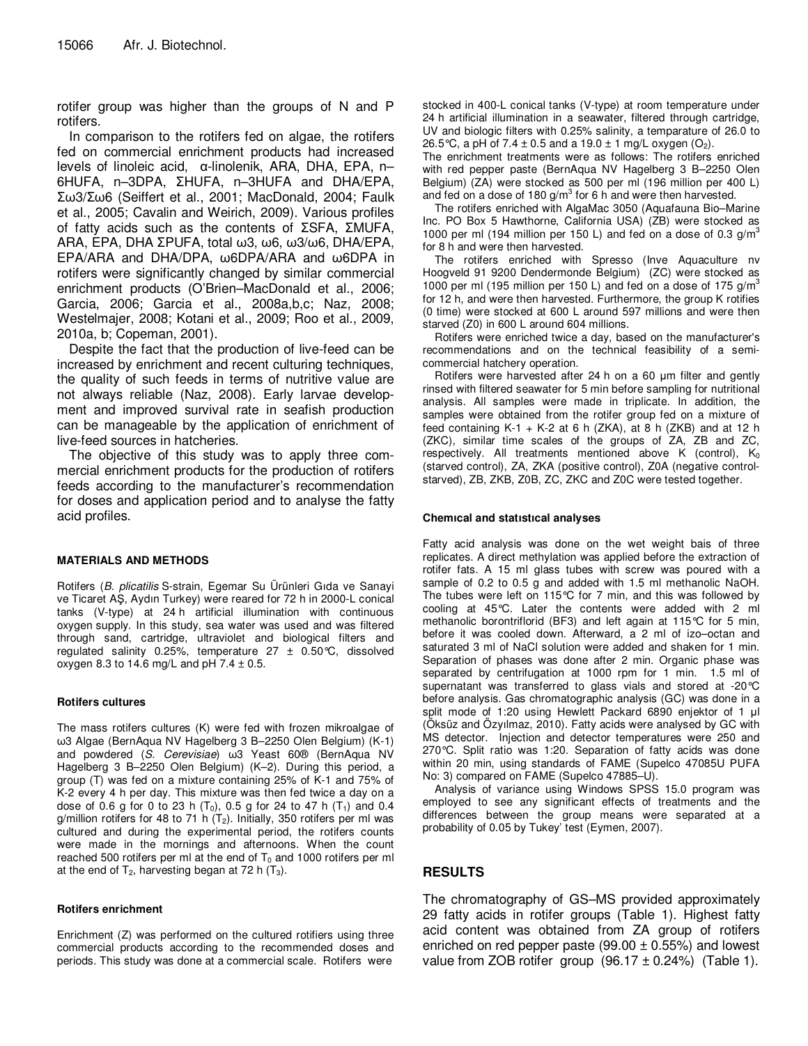rotifer group was higher than the groups of N and P rotifers.

In comparison to the rotifers fed on algae, the rotifers fed on commercial enrichment products had increased levels of linoleic acid, α-linolenik, ARA, DHA, EPA, n–6HUFA, n–3DPA, ΣHUFA, n–3HUFA and DHA/EPA, Σω3/Σω6 (Seiffert et al., 2001; MacDonald, 2004; Faulk et al., 2005; Cavalin and Weirich, 2009). Various profiles of fatty acids such as the contents of ΣSFA, ΣMUFA, ARA, EPA, DHA ΣPUFA, total ω3, ω6, ω3/ω6, DHA/EPA, EPA/ARA and DHA/DPA, ω6DPA/ARA and ω6DPA in rotifers were significantly changed by similar commercial enrichment products (O'Brien–MacDonald et al., 2006; Garcia, 2006; Garcia et al., 2008a,b,c; Naz, 2008; Westelmajer, 2008; Kotani et al., 2009; Roo et al., 2009, 2010a, b; Copeman, 2001).

Despite the fact that the production of live-feed can be increased by enrichment and recent culturing techniques, the quality of such feeds in terms of nutritive value are not always reliable (Naz, 2008). Early larvae development and improved survival rate in seafish production can be manageable by the application of enrichment of live-feed sources in hatcheries.

The objective of this study was to apply three commercial enrichment products for the production of rotifers feeds according to the manufacturer's recommendation for doses and application period and to analyse the fatty acid profiles.

## MATERIALS AND METHODS

Rotifers (*B. plicatilis* S-strain, Egemar Su Ürünleri Gıda ve Sanayi ve Ticaret AŞ, Aydın Turkey) were reared for 72 h in 2000-L conical tanks (V-type) at 24 h artificial illumination with continuous oxygen supply. In this study, sea water was used and was filtered through sand, cartridge, ultraviolet and biological filters and regulated salinity 0.25%, temperature 27 ± 0.50°C, dissolved oxygen 8.3 to 14.6 mg/L and pH 7.4 ± 0.5.

### Rotifers cultures

The mass rotifers cultures (K) were fed with frozen mikroalgae of ω3 Algae (BernAqua NV Hagelberg 3 B–2250 Olen Belgium) (K-1) and powdered (*S. Cerevisiae*) ω3 Yeast 60® (BernAqua NV Hagelberg 3 B–2250 Olen Belgium) (K–2). During this period, a group (T) was fed on a mixture containing 25% of K-1 and 75% of K-2 every 4 h per day. This mixture was then fed twice a day on a dose of 0.6 g for 0 to 23 h ($T_0$), 0.5 g for 24 to 47 h ($T_1$) and 0.4 g/million rotifers for 48 to 71 h ($T_2$). Initially, 350 rotifers per ml was cultured and during the experimental period, the rotifers counts were made in the mornings and afternoons. When the count reached 500 rotifers per ml at the end of $T_0$ and 1000 rotifers per ml at the end of $T_2$, harvesting began at 72 h ($T_3$).

### Rotifers enrichment

Enrichment (Z) was performed on the cultured rotifiers using three commercial products according to the recommended doses and periods. This study was done at a commercial scale. Rotifers were stocked in 400-L conical tanks (V-type) at room temperature under 24 h artificial illumination in a seawater, filtered through cartridge, UV and biologic filters with 0.25% salinity, a temparature of 26.0 to 26.5°C, a pH of 7.4 ± 0.5 and a 19.0 ± 1 mg/L oxygen ($O_2$).

The enrichment treatments were as follows: The rotifers enriched with red pepper paste (BernAqua NV Hagelberg 3 B–2250 Olen Belgium) (ZA) were stocked as 500 per ml (196 million per 400 L) and fed on a dose of 180 g/m$^3$ for 6 h and were then harvested.

The rotifers enriched with AlgaMac 3050 (Aquafauna Bio–Marine Inc. PO Box 5 Hawthorne, California USA) (ZB) were stocked as 1000 per ml (194 million per 150 L) and fed on a dose of 0.3 g/m$^3$ for 8 h and were then harvested.

The rotifers enriched with Spresso (Inve Aquaculture nv Hoogveld 91 9200 Dendermonde Belgium) (ZC) were stocked as 1000 per ml (195 million per 150 L) and fed on a dose of 175 g/m$^3$ for 12 h, and were then harvested. Furthermore, the group K rotifers (0 time) were stocked at 600 L around 597 millions and were then starved (Z0) in 600 L around 604 millions.

Rotifers were enriched twice a day, based on the manufacturer's recommendations and on the technical feasibility of a semi-commercial hatchery operation.

Rotifers were harvested after 24 h on a 60 µm filter and gently rinsed with filtered seawater for 5 min before sampling for nutritional analysis. All samples were made in triplicate. In addition, the samples were obtained from the rotifer group fed on a mixture of feed containing K-1 + K-2 at 6 h (ZKA), at 8 h (ZKB) and at 12 h (ZKC), similar time scales of the groups of ZA, ZB and ZC, respectively. All treatments mentioned above K (control), $K_0$ (starved control), ZA, ZKA (positive control), Z0A (negative control-starved), ZB, ZKB, Z0B, ZC, ZKC and Z0C were tested together.

### Chemıcal and statıstıcal analyses

Fatty acid analysis was done on the wet weight bais of three replicates. A direct methylation was applied before the extraction of rotifer fats. A 15 ml glass tubes with screw was poured with a sample of 0.2 to 0.5 g and added with 1.5 ml methanolic NaOH. The tubes were left on 115°C for 7 min, and this was followed by cooling at 45°C. Later the contents were added with 2 ml methanolic borontriflorid (BF3) and left again at 115°C for 5 min, before it was cooled down. Afterward, a 2 ml of izo–octan and saturated 3 ml of NaCl solution were added and shaken for 1 min. Separation of phases was done after 2 min. Organic phase was separated by centrifugation at 1000 rpm for 1 min. 1.5 ml of supernatant was transferred to glass vials and stored at -20°C before analysis. Gas chromatographic analysis (GC) was done in a split mode of 1:20 using Hewlett Packard 6890 enjektor of 1 µl (Öksüz and Özyılmaz, 2010). Fatty acids were analysed by GC with MS detector. Injection and detector temperatures were 250 and 270°C. Split ratio was 1:20. Separation of fatty acids was done within 20 min, using standards of FAME (Supelco 47085U PUFA No: 3) compared on FAME (Supelco 47885–U).

Analysis of variance using Windows SPSS 15.0 program was employed to see any significant effects of treatments and the differences between the group means were separated at a probability of 0.05 by Tukey' test (Eymen, 2007).

## RESULTS

The chromatography of GS–MS provided approximately 29 fatty acids in rotifer groups (Table 1). Highest fatty acid content was obtained from ZA group of rotifers enriched on red pepper paste (99.00 ± 0.55%) and lowest value from ZOB rotifer group (96.17 ± 0.24%) (Table 1).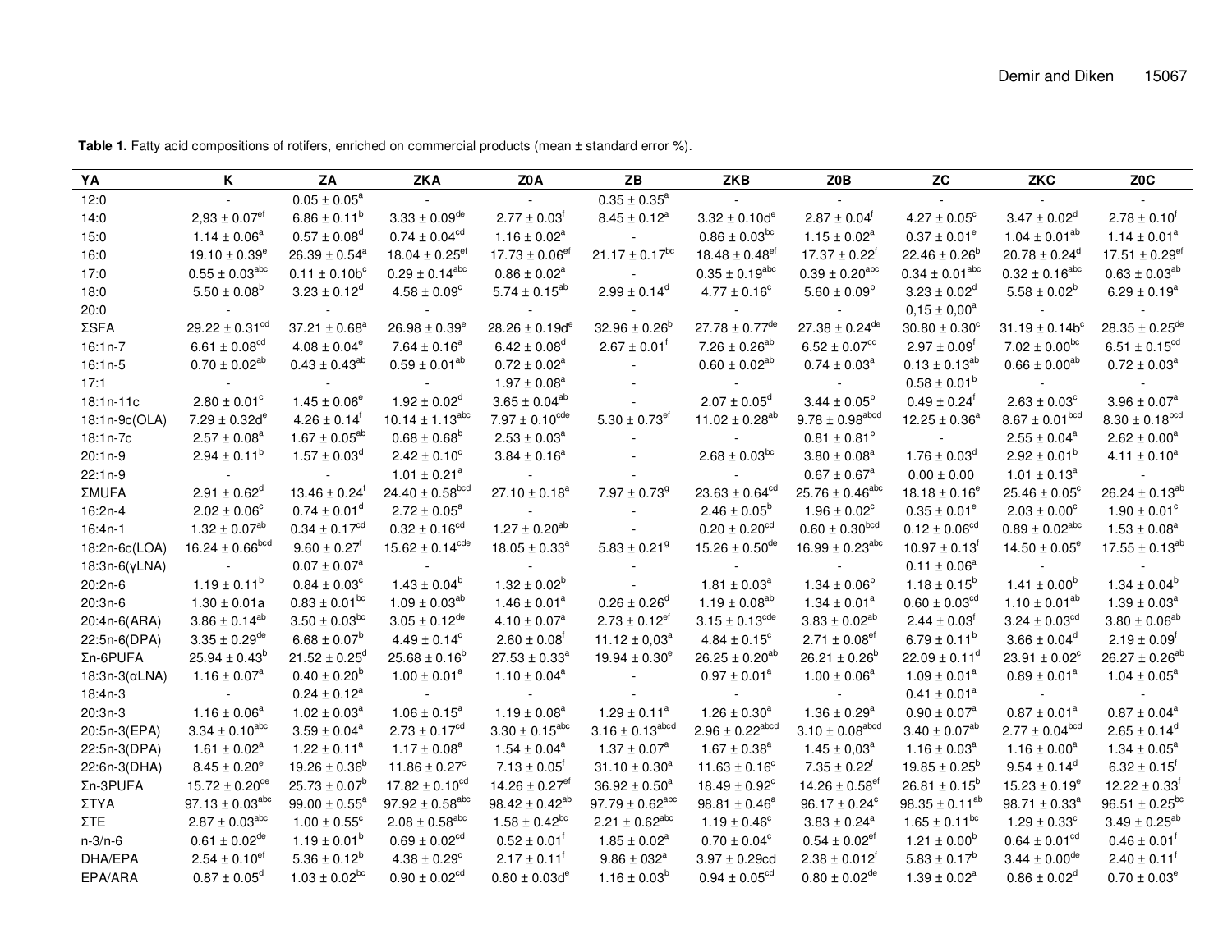**Table 1.** Fatty acid compositions of rotifers, enriched on commercial products (mean ± standard error %).

| YA | K | ZA | ZKA | Z0A | ZB | ZKB | Z0B | ZC | ZKC | Z0C |
|---|---|---|---|---|---|---|---|---|---|---|
| 12:0 | - | 0.05 ± 0.05[a] | - | - | 0.35 ± 0.35[a] | - | - | - | - | - |
| 14:0 | 2,93 ± 0.07[ef] | 6.86 ± 0.11[b] | 3.33 ± 0.09[de] | 2.77 ± 0.03[f] | 8.45 ± 0.12[a] | 3.32 ± 0.10d[e] | 2.87 ± 0.04[f] | 4.27 ± 0.05[c] | 3.47 ± 0.02[d] | 2.78 ± 0.10[f] |
| 15:0 | 1.14 ± 0.06[a] | 0.57 ± 0.08[d] | 0.74 ± 0.04[cd] | 1.16 ± 0.02[a] | - | 0.86 ± 0.03[bc] | 1.15 ± 0.02[a] | 0.37 ± 0.01[e] | 1.04 ± 0.01[ab] | 1.14 ± 0.01[a] |
| 16:0 | 19.10 ± 0.39[e] | 26.39 ± 0.54[a] | 18.04 ± 0.25[ef] | 17.73 ± 0.06[ef] | 21.17 ± 0.17[bc] | 18.48 ± 0.48[ef] | 17.37 ± 0.22[f] | 22.46 ± 0.26[b] | 20.78 ± 0.24[d] | 17.51 ± 0.29[ef] |
| 17:0 | 0.55 ± 0.03[abc] | 0.11 ± 0.10b[c] | 0.29 ± 0.14[abc] | 0.86 ± 0.02[a] | - | 0.35 ± 0.19[abc] | 0.39 ± 0.20[abc] | 0.34 ± 0.01[abc] | 0.32 ± 0.16[abc] | 0.63 ± 0.03[ab] |
| 18:0 | 5.50 ± 0.08[b] | 3.23 ± 0.12[d] | 4.58 ± 0.09[c] | 5.74 ± 0.15[ab] | 2.99 ± 0.14[d] | 4.77 ± 0.16[c] | 5.60 ± 0.09[b] | 3.23 ± 0.02[d] | 5.58 ± 0.02[b] | 6.29 ± 0.19[a] |
| 20:0 | - | - | - | - | - | - | - | 0,15 ± 0,00[a] | - | - |
| ΣSFA | 29.22 ± 0.31[cd] | 37.21 ± 0.68[a] | 26.98 ± 0.39[e] | 28.26 ± 0.19d[e] | 32.96 ± 0.26[b] | 27.78 ± 0.77[de] | 27.38 ± 0.24[de] | 30.80 ± 0.30[c] | 31.19 ± 0.14b[c] | 28.35 ± 0.25[de] |
| 16:1n-7 | 6.61 ± 0.08[cd] | 4.08 ± 0.04[e] | 7.64 ± 0.16[a] | 6.42 ± 0.08[d] | 2.67 ± 0.01[f] | 7.26 ± 0.26[ab] | 6.52 ± 0.07[cd] | 2.97 ± 0.09[f] | 7.02 ± 0.00[bc] | 6.51 ± 0.15[cd] |
| 16:1n-5 | 0.70 ± 0.02[ab] | 0.43 ± 0.43[ab] | 0.59 ± 0.01[ab] | 0.72 ± 0.02[a] | - | 0.60 ± 0.02[ab] | 0.74 ± 0.03[a] | 0.13 ± 0.13[ab] | 0.66 ± 0.00[ab] | 0.72 ± 0.03[a] |
| 17:1 | - | - | - | 1.97 ± 0.08[a] | - | - | - | 0.58 ± 0.01[b] | - | - |
| 18:1n-11c | 2.80 ± 0.01[c] | 1.45 ± 0.06[e] | 1.92 ± 0.02[d] | 3.65 ± 0.04[ab] | - | 2.07 ± 0.05[d] | 3.44 ± 0.05[b] | 0.49 ± 0.24[f] | 2.63 ± 0.03[c] | 3.96 ± 0.07[a] |
| 18:1n-9c(OLA) | 7.29 ± 0.32d[e] | 4.26 ± 0.14[f] | 10.14 ± 1.13[abc] | 7.97 ± 0.10[cde] | 5.30 ± 0.73[ef] | 11.02 ± 0.28[ab] | 9.78 ± 0.98[abcd] | 12.25 ± 0.36[a] | 8.67 ± 0.01[bcd] | 8.30 ± 0.18[bcd] |
| 18:1n-7c | 2.57 ± 0.08[a] | 1.67 ± 0.05[ab] | 0.68 ± 0.68[b] | 2.53 ± 0.03[a] | - | - | 0.81 ± 0.81[b] | - | 2.55 ± 0.04[a] | 2.62 ± 0.00[a] |
| 20:1n-9 | 2.94 ± 0.11[b] | 1.57 ± 0.03[d] | 2.42 ± 0.10[c] | 3.84 ± 0.16[a] | - | 2.68 ± 0.03[bc] | 3.80 ± 0.08[a] | 1.76 ± 0.03[d] | 2.92 ± 0.01[b] | 4.11 ± 0.10[a] |
| 22:1n-9 | - | - | 1.01 ± 0.21[a] | - | - | - | 0.67 ± 0.67[a] | 0.00 ± 0.00 | 1.01 ± 0.13[a] | - |
| ΣMUFA | 2.91 ± 0.62[d] | 13.46 ± 0.24[f] | 24.40 ± 0.58[bcd] | 27.10 ± 0.18[a] | 7.97 ± 0.73[g] | 23.63 ± 0.64[cd] | 25.76 ± 0.46[abc] | 18.18 ± 0.16[e] | 25.46 ± 0.05[c] | 26.24 ± 0.13[ab] |
| 16:2n-4 | 2.02 ± 0.06[c] | 0.74 ± 0.01[d] | 2.72 ± 0.05[a] | - | - | 2.46 ± 0.05[b] | 1.96 ± 0.02[c] | 0.35 ± 0.01[e] | 2.03 ± 0.00[c] | 1.90 ± 0.01[c] |
| 16:4n-1 | 1.32 ± 0.07[ab] | 0.34 ± 0.17[cd] | 0.32 ± 0.16[cd] | 1.27 ± 0.20[ab] | - | 0.20 ± 0.20[cd] | 0.60 ± 0.30[bcd] | 0.12 ± 0.06[cd] | 0.89 ± 0.02[abc] | 1.53 ± 0.08[a] |
| 18:2n-6c(LOA) | 16.24 ± 0.66[bcd] | 9.60 ± 0.27[f] | 15.62 ± 0.14[cde] | 18.05 ± 0.33[a] | 5.83 ± 0.21[g] | 15.26 ± 0.50[de] | 16.99 ± 0.23[abc] | 10.97 ± 0.13[f] | 14.50 ± 0.05[e] | 17.55 ± 0.13[ab] |
| 18:3n-6(γLNA) | - | 0.07 ± 0.07[a] | - | - | - | - | - | 0.11 ± 0.06[a] | - | - |
| 20:2n-6 | 1.19 ± 0.11[b] | 0.84 ± 0.03[c] | 1.43 ± 0.04[b] | 1.32 ± 0.02[b] | - | 1.81 ± 0.03[a] | 1.34 ± 0.06[b] | 1.18 ± 0.15[b] | 1.41 ± 0.00[b] | 1.34 ± 0.04[b] |
| 20:3n-6 | 1.30 ± 0.01a | 0.83 ± 0.01[bc] | 1.09 ± 0.03[ab] | 1.46 ± 0.01[a] | 0.26 ± 0.26[d] | 1.19 ± 0.08[ab] | 1.34 ± 0.01[a] | 0.60 ± 0.03[cd] | 1.10 ± 0.01[ab] | 1.39 ± 0.03[a] |
| 20:4n-6(ARA) | 3.86 ± 0.14[ab] | 3.50 ± 0.03[bc] | 3.05 ± 0.12[de] | 4.10 ± 0.07[a] | 2.73 ± 0.12[ef] | 3.15 ± 0.13[cde] | 3.83 ± 0.02[ab] | 2.44 ± 0.03[f] | 3.24 ± 0.03[cd] | 3.80 ± 0.06[ab] |
| 22:5n-6(DPA) | 3.35 ± 0.29[de] | 6.68 ± 0.07[b] | 4.49 ± 0.14[c] | 2.60 ± 0.08[f] | 11.12 ± 0,03[a] | 4.84 ± 0.15[c] | 2.71 ± 0.08[ef] | 6.79 ± 0.11[b] | 3.66 ± 0.04[d] | 2.19 ± 0.09[f] |
| Σn-6PUFA | 25.94 ± 0.43[b] | 21.52 ± 0.25[d] | 25.68 ± 0.16[b] | 27.53 ± 0.33[a] | 19.94 ± 0.30[e] | 26.25 ± 0.20[ab] | 26.21 ± 0.26[b] | 22.09 ± 0.11[d] | 23.91 ± 0.02[c] | 26.27 ± 0.26[ab] |
| 18:3n-3(αLNA) | 1.16 ± 0.07[a] | 0.40 ± 0.20[b] | 1.00 ± 0.01[a] | 1.10 ± 0.04[a] | - | 0.97 ± 0.01[a] | 1.00 ± 0.06[a] | 1.09 ± 0.01[a] | 0.89 ± 0.01[a] | 1.04 ± 0.05[a] |
| 18:4n-3 | - | 0.24 ± 0.12[a] | - | - | - | - | - | 0.41 ± 0.01[a] | - | - |
| 20:3n-3 | 1.16 ± 0.06[a] | 1.02 ± 0.03[a] | 1.06 ± 0.15[a] | 1.19 ± 0.08[a] | 1.29 ± 0.11[a] | 1.26 ± 0.30[a] | 1.36 ± 0.29[a] | 0.90 ± 0.07[a] | 0.87 ± 0.01[a] | 0.87 ± 0.04[a] |
| 20:5n-3(EPA) | 3.34 ± 0.10[abc] | 3.59 ± 0.04[a] | 2.73 ± 0.17[cd] | 3.30 ± 0.15[abc] | 3.16 ± 0.13[abcd] | 2.96 ± 0.22[abcd] | 3.10 ± 0.08[abcd] | 3.40 ± 0.07[ab] | 2.77 ± 0.04[bcd] | 2.65 ± 0.14[d] |
| 22:5n-3(DPA) | 1.61 ± 0.02[a] | 1.22 ± 0.11[a] | 1.17 ± 0.08[a] | 1.54 ± 0.04[a] | 1.37 ± 0.07[a] | 1.67 ± 0.38[a] | 1.45 ± 0,03[a] | 1.16 ± 0.03[a] | 1.16 ± 0.00[a] | 1.34 ± 0.05[a] |
| 22:6n-3(DHA) | 8.45 ± 0.20[e] | 19.26 ± 0.36[b] | 11.86 ± 0.27[c] | 7.13 ± 0.05[f] | 31.10 ± 0.30[a] | 11.63 ± 0.16[c] | 7.35 ± 0.22[f] | 19.85 ± 0.25[b] | 9.54 ± 0.14[d] | 6.32 ± 0.15[f] |
| Σn-3PUFA | 15.72 ± 0.20[de] | 25.73 ± 0.07[b] | 17.82 ± 0.10[cd] | 14.26 ± 0.27[ef] | 36.92 ± 0.50[a] | 18.49 ± 0.92[c] | 14.26 ± 0.58[ef] | 26.81 ± 0.15[b] | 15.23 ± 0.19[e] | 12.22 ± 0.33[f] |
| ΣTYA | 97.13 ± 0.03[abc] | 99.00 ± 0.55[a] | 97.92 ± 0.58[abc] | 98.42 ± 0.42[ab] | 97.79 ± 0.62[abc] | 98.81 ± 0.46[a] | 96.17 ± 0.24[c] | 98.35 ± 0.11[ab] | 98.71 ± 0.33[a] | 96.51 ± 0.25[bc] |
| ΣTE | 2.87 ± 0.03[abc] | 1.00 ± 0.55[c] | 2.08 ± 0.58[abc] | 1.58 ± 0.42[bc] | 2.21 ± 0.62[abc] | 1.19 ± 0.46[c] | 3.83 ± 0.24[a] | 1.65 ± 0.11[bc] | 1.29 ± 0.33[c] | 3.49 ± 0.25[ab] |
| n-3/n-6 | 0.61 ± 0.02[de] | 1.19 ± 0.01[b] | 0.69 ± 0.02[cd] | 0.52 ± 0.01[f] | 1.85 ± 0.02[a] | 0.70 ± 0.04[c] | 0.54 ± 0.02[ef] | 1.21 ± 0.00[b] | 0.64 ± 0.01[cd] | 0.46 ± 0.01[f] |
| DHA/EPA | 2.54 ± 0.10[ef] | 5.36 ± 0.12[b] | 4.38 ± 0.29[c] | 2.17 ± 0.11[f] | 9.86 ± 032[a] | 3.97 ± 0.29cd | 2.38 ± 0.012[f] | 5.83 ± 0.17[b] | 3.44 ± 0.00[de] | 2.40 ± 0.11[f] |
| EPA/ARA | 0.87 ± 0.05[d] | 1.03 ± 0.02[bc] | 0.90 ± 0.02[cd] | 0.80 ± 0.03d[e] | 1.16 ± 0.03[b] | 0.94 ± 0.05[cd] | 0.80 ± 0.02[de] | 1.39 ± 0.02[a] | 0.86 ± 0.02[d] | 0.70 ± 0.03[e] |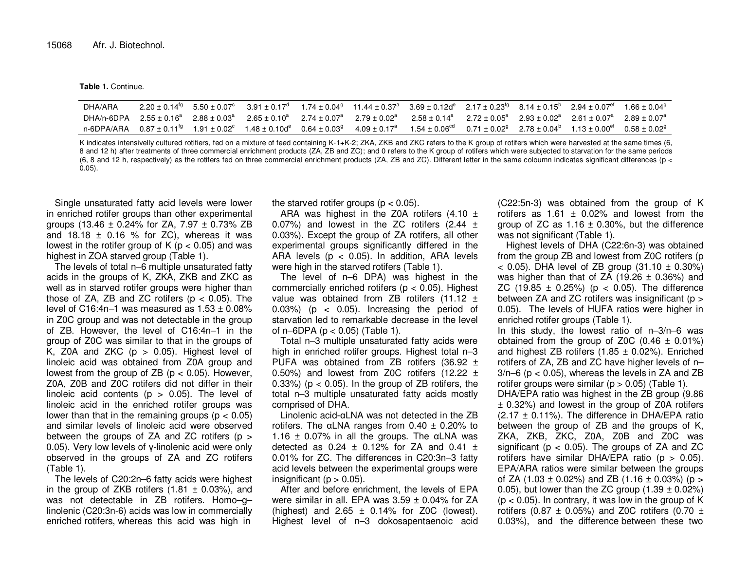**Table 1.** Continue.

| | | | | | | | | | | |
|---|---|---|---|---|---|---|---|---|---|---|
| DHA/ARA | 2.20 ± 0.14[fg] | 5.50 ± 0.07[c] | 3.91 ± 0.17[d] | 1.74 ± 0.04[g] | 11.44 ± 0.37[a] | 3.69 ± 0.12d[e] | 2.17 ± 0.23[fg] | 8.14 ± 0.15[b] | 2.94 ± 0.07[ef] | 1.66 ± 0.04[g] |
| DHA/n-6DPA | 2.55 ± 0.16[a] | 2.88 ± 0.03[a] | 2.65 ± 0.10[a] | 2.74 ± 0.07[a] | 2.79 ± 0.02[a] | 2.58 ± 0.14[a] | 2.72 ± 0.05[a] | 2.93 ± 0.02[a] | 2.61 ± 0.07[a] | 2.89 ± 0.07[a] |
| n-6DPA/ARA | 0.87 ± 0.11[fg] | 1.91 ± 0.02[c] | 1.48 ± 0.10d[e] | 0.64 ± 0.03[g] | 4.09 ± 0.17[a] | 1.54 ± 0.06[cd] | 0.71 ± 0.02[g] | 2.78 ± 0.04[b] | 1.13 ± 0.00[ef] | 0.58 ± 0.02[g] |

K indicates intensivelly cultured rotifiers, fed on a mixture of feed containing K-1+K-2; ZKA, ZKB and ZKC refers to the K group of rotifers which were harvested at the same times (6, 8 and 12 h) after treatments of three commercial enrichment products (ZA, ZB and ZC); and 0 refers to the K group of rotifers which were subjected to starvation for the same periods (6, 8 and 12 h, respectively) as the rotifers fed on three commercial enrichment products (ZA, ZB and ZC). Different letter in the same coloumn indicates significant differences ($p < 0.05$).

Single unsaturated fatty acid levels were lower in enriched rotifer groups than other experimental groups (13.46 ± 0.24% for ZA, 7.97 ± 0.73% ZB and 18.18 ± 0.16 % for ZC), whereas it was lowest in the rotifer group of K ($p < 0.05$) and was highest in ZOA starved group (Table 1).

The levels of total n–6 multiple unsaturated fatty acids in the groups of K, ZKA, ZKB and ZKC as well as in starved rotifer groups were higher than those of ZA, ZB and ZC rotifers ($p < 0.05$). The level of C16:4n–1 was measured as 1.53 ± 0.08% in Z0C group and was not detectable in the group of ZB. However, the level of C16:4n–1 in the group of Z0C was similar to that in the groups of K, Z0A and ZKC ($p > 0.05$). Highest level of linoleic acid was obtained from Z0A group and lowest from the group of ZB ($p < 0.05$). However, Z0A, Z0B and Z0C rotifers did not differ in their linoleic acid contents ($p > 0.05$). The level of linoleic acid in the enriched rotifer groups was lower than that in the remaining groups ($p < 0.05$) and similar levels of linoleic acid were observed between the groups of ZA and ZC rotifers ($p > 0.05$). Very low levels of γ-linolenic acid were only observed in the groups of ZA and ZC rotifers (Table 1).

The levels of C20:2n–6 fatty acids were highest in the group of ZKB rotifers (1.81 ± 0.03%), and was not detectable in ZB rotifers. Homo–g–linolenic (C20:3n-6) acids was low in commercially enriched rotifers, whereas this acid was high in the starved rotifer groups ($p < 0.05$).

ARA was highest in the Z0A rotifers (4.10 ± 0.07%) and lowest in the ZC rotifers (2.44 ± 0.03%). Except the group of ZA rotifers, all other experimental groups significantly differed in the ARA levels ($p < 0.05$). In addition, ARA levels were high in the starved rotifers (Table 1).

The level of n–6 DPA) was highest in the commercially enriched rotifers ($p < 0.05$). Highest value was obtained from ZB rotifers (11.12 ± 0.03%) ($p < 0.05$). Increasing the period of starvation led to remarkable decrease in the level of n–6DPA ($p < 0.05$) (Table 1).

Total n–3 multiple unsaturated fatty acids were high in enriched rotifer groups. Highest total n–3 PUFA was obtained from ZB rotifers (36.92 ± 0.50%) and lowest from Z0C rotifers (12.22 ± 0.33%) ($p < 0.05$). In the group of ZB rotifers, the total n–3 multiple unsaturated fatty acids mostly comprised of DHA.

Linolenic acid-αLNA was not detected in the ZB rotifers. The αLNA ranges from 0.40 ± 0.20% to 1.16 ± 0.07% in all the groups. The αLNA was detected as 0.24 ± 0.12% for ZA and 0.41 ± 0.01% for ZC. The differences in C20:3n–3 fatty acid levels between the experimental groups were insignificant ($p > 0.05$).

After and before enrichment, the levels of EPA were similar in all. EPA was 3.59 ± 0.04% for ZA (highest) and 2.65 ± 0.14% for Z0C (lowest). Highest level of n–3 dokosapentaenoic acid (C22:5n-3) was obtained from the group of K rotifers as 1.61 ± 0.02% and lowest from the group of ZC as 1.16 ± 0.30%, but the difference was not significant (Table 1).

Highest levels of DHA (C22:6n-3) was obtained from the group ZB and lowest from Z0C rotifers ($p < 0.05$). DHA level of ZB group (31.10 ± 0.30%) was higher than that of ZA (19.26 ± 0.36%) and ZC (19.85 ± 0.25%) ($p < 0.05$). The difference between ZA and ZC rotifers was insignificant ($p > 0.05$). The levels of HUFA ratios were higher in enriched rotifer groups (Table 1).

In this study, the lowest ratio of n–3/n–6 was obtained from the group of Z0C (0.46 ± 0.01%) and highest ZB rotifers (1.85 ± 0.02%). Enriched rotifers of ZA, ZB and ZC have higher levels of n–3/n–6 ($p < 0.05$), whereas the levels in ZA and ZB rotifer groups were similar ($p > 0.05$) (Table 1).

DHA/EPA ratio was highest in the ZB group (9.86 ± 0.32%) and lowest in the group of Z0A rotifers (2.17 ± 0.11%). The difference in DHA/EPA ratio between the group of ZB and the groups of K, ZKA, ZKB, ZKC, Z0A, Z0B and Z0C was significant ($p < 0.05$). The groups of ZA and ZC rotifers have similar DHA/EPA ratio ($p > 0.05$). EPA/ARA ratios were similar between the groups of ZA (1.03 ± 0.02%) and ZB (1.16 ± 0.03%) ($p > 0.05$), but lower than the ZC group (1.39 ± 0.02%) ($p < 0.05$). In contrary, it was low in the group of K rotifers (0.87 ± 0.05%) and Z0C rotifers (0.70 ± 0.03%), and the difference between these two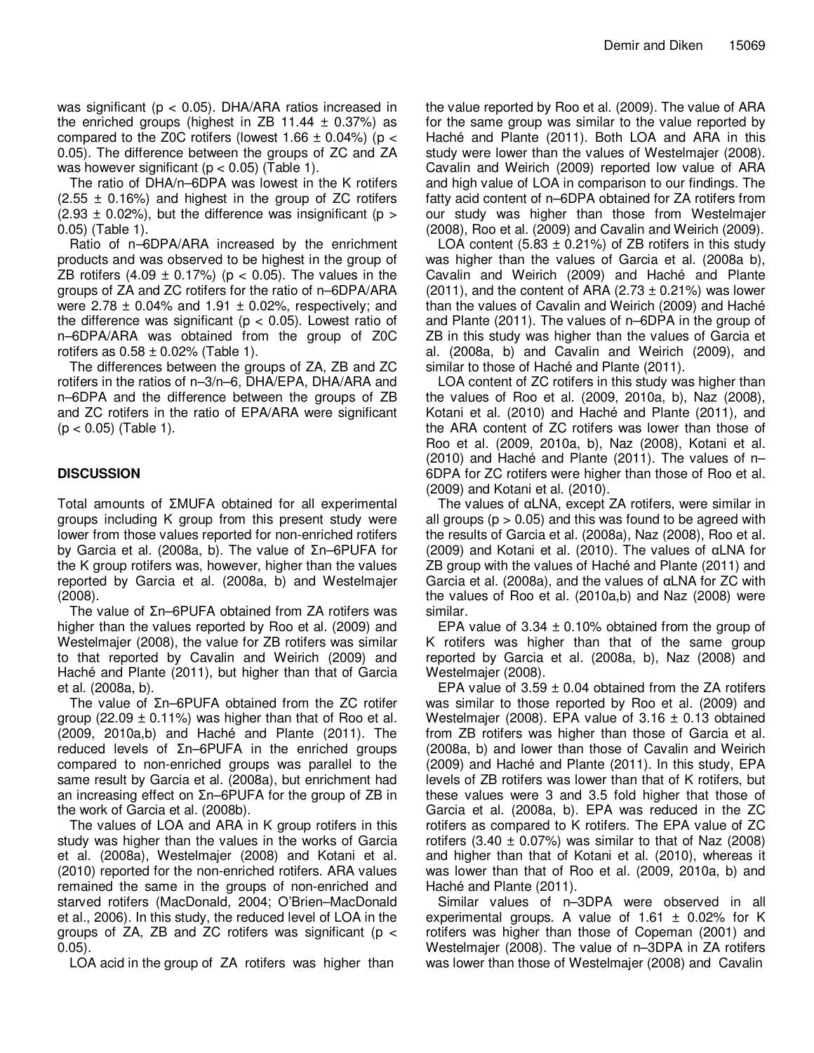was significant ($p < 0.05$). DHA/ARA ratios increased in the enriched groups (highest in ZB 11.44 ± 0.37%) as compared to the Z0C rotifers (lowest 1.66 ± 0.04%) ($p < 0.05$). The difference between the groups of ZC and ZA was however significant ($p < 0.05$) (Table 1).

The ratio of DHA/n–6DPA was lowest in the K rotifers (2.55 ± 0.16%) and highest in the group of ZC rotifers (2.93 ± 0.02%), but the difference was insignificant ($p > 0.05$) (Table 1).

Ratio of n–6DPA/ARA increased by the enrichment products and was observed to be highest in the group of ZB rotifers (4.09 ± 0.17%) ($p < 0.05$). The values in the groups of ZA and ZC rotifers for the ratio of n–6DPA/ARA were 2.78 ± 0.04% and 1.91 ± 0.02%, respectively; and the difference was significant ($p < 0.05$). Lowest ratio of n–6DPA/ARA was obtained from the group of Z0C rotifers as 0.58 ± 0.02% (Table 1).

The differences between the groups of ZA, ZB and ZC rotifers in the ratios of n–3/n–6, DHA/EPA, DHA/ARA and n–6DPA and the difference between the groups of ZB and ZC rotifers in the ratio of EPA/ARA were significant ($p < 0.05$) (Table 1).

## DISCUSSION

Total amounts of ΣMUFA obtained for all experimental groups including K group from this present study were lower from those values reported for non-enriched rotifers by Garcia et al. (2008a, b). The value of Σn–6PUFA for the K group rotifers was, however, higher than the values reported by Garcia et al. (2008a, b) and Westelmajer (2008).

The value of Σn–6PUFA obtained from ZA rotifers was higher than the values reported by Roo et al. (2009) and Westelmajer (2008), the value for ZB rotifers was similar to that reported by Cavalin and Weirich (2009) and Haché and Plante (2011), but higher than that of Garcia et al. (2008a, b).

The value of Σn–6PUFA obtained from the ZC rotifer group (22.09 ± 0.11%) was higher than that of Roo et al. (2009, 2010a,b) and Haché and Plante (2011). The reduced levels of Σn–6PUFA in the enriched groups compared to non-enriched groups was parallel to the same result by Garcia et al. (2008a), but enrichment had an increasing effect on Σn–6PUFA for the group of ZB in the work of Garcia et al. (2008b).

The values of LOA and ARA in K group rotifers in this study was higher than the values in the works of Garcia et al. (2008a), Westelmajer (2008) and Kotani et al. (2010) reported for the non-enriched rotifers. ARA values remained the same in the groups of non-enriched and starved rotifers (MacDonald, 2004; O'Brien–MacDonald et al., 2006). In this study, the reduced level of LOA in the groups of ZA, ZB and ZC rotifers was significant ($p < 0.05$).

LOA acid in the group of ZA rotifers was higher than the value reported by Roo et al. (2009). The value of ARA for the same group was similar to the value reported by Haché and Plante (2011). Both LOA and ARA in this study were lower than the values of Westelmajer (2008). Cavalin and Weirich (2009) reported low value of ARA and high value of LOA in comparison to our findings. The fatty acid content of n–6DPA obtained for ZA rotifers from our study was higher than those from Westelmajer (2008), Roo et al. (2009) and Cavalin and Weirich (2009).

LOA content (5.83 ± 0.21%) of ZB rotifers in this study was higher than the values of Garcia et al. (2008a b), Cavalin and Weirich (2009) and Haché and Plante (2011), and the content of ARA (2.73 ± 0.21%) was lower than the values of Cavalin and Weirich (2009) and Haché and Plante (2011). The values of n–6DPA in the group of ZB in this study was higher than the values of Garcia et al. (2008a, b) and Cavalin and Weirich (2009), and similar to those of Haché and Plante (2011).

LOA content of ZC rotifers in this study was higher than the values of Roo et al. (2009, 2010a, b), Naz (2008), Kotani et al. (2010) and Haché and Plante (2011), and the ARA content of ZC rotifers was lower than those of Roo et al. (2009, 2010a, b), Naz (2008), Kotani et al. (2010) and Haché and Plante (2011). The values of n–6DPA for ZC rotifers were higher than those of Roo et al. (2009) and Kotani et al. (2010).

The values of αLNA, except ZA rotifers, were similar in all groups ($p > 0.05$) and this was found to be agreed with the results of Garcia et al. (2008a), Naz (2008), Roo et al. (2009) and Kotani et al. (2010). The values of αLNA for ZB group with the values of Haché and Plante (2011) and Garcia et al. (2008a), and the values of αLNA for ZC with the values of Roo et al. (2010a,b) and Naz (2008) were similar.

EPA value of 3.34 ± 0.10% obtained from the group of K rotifers was higher than that of the same group reported by Garcia et al. (2008a, b), Naz (2008) and Westelmajer (2008).

EPA value of 3.59 ± 0.04 obtained from the ZA rotifers was similar to those reported by Roo et al. (2009) and Westelmajer (2008). EPA value of 3.16 ± 0.13 obtained from ZB rotifers was higher than those of Garcia et al. (2008a, b) and lower than those of Cavalin and Weirich (2009) and Haché and Plante (2011). In this study, EPA levels of ZB rotifers was lower than that of K rotifers, but these values were 3 and 3.5 fold higher that those of Garcia et al. (2008a, b). EPA was reduced in the ZC rotifers as compared to K rotifers. The EPA value of ZC rotifers (3.40 ± 0.07%) was similar to that of Naz (2008) and higher than that of Kotani et al. (2010), whereas it was lower than that of Roo et al. (2009, 2010a, b) and Haché and Plante (2011).

Similar values of n–3DPA were observed in all experimental groups. A value of 1.61 ± 0.02% for K rotifers was higher than those of Copeman (2001) and Westelmajer (2008). The value of n–3DPA in ZA rotifers was lower than those of Westelmajer (2008) and Cavalin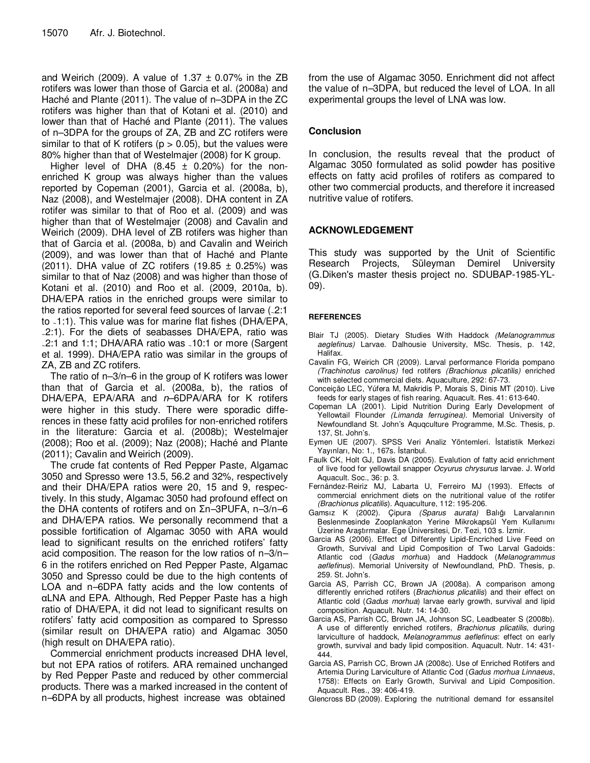and Weirich (2009). A value of 1.37 ± 0.07% in the ZB rotifers was lower than those of Garcia et al. (2008a) and Haché and Plante (2011). The value of n–3DPA in the ZC rotifers was higher than that of Kotani et al. (2010) and lower than that of Haché and Plante (2011). The values of n–3DPA for the groups of ZA, ZB and ZC rotifers were similar to that of K rotifers ($p > 0.05$), but the values were 80% higher than that of Westelmajer (2008) for K group.

Higher level of DHA (8.45 ± 0.20%) for the non-enriched K group was always higher than the values reported by Copeman (2001), Garcia et al. (2008a, b), Naz (2008), and Westelmajer (2008). DHA content in ZA rotifer was similar to that of Roo et al. (2009) and was higher than that of Westelmajer (2008) and Cavalin and Weirich (2009). DHA level of ZB rotifers was higher than that of Garcia et al. (2008a, b) and Cavalin and Weirich (2009), and was lower than that of Haché and Plante (2011). DHA value of ZC rotifers (19.85 ± 0.25%) was similar to that of Naz (2008) and was higher than those of Kotani et al. (2010) and Roo et al. (2009, 2010a, b). DHA/EPA ratios in the enriched groups were similar to the ratios reported for several feed sources of larvae (~2:1 to ~1:1). This value was for marine flat fishes (DHA/EPA, ~2:1). For the diets of seabasses DHA/EPA, ratio was ~2:1 and 1:1; DHA/ARA ratio was ~10:1 or more (Sargent et al. 1999). DHA/EPA ratio was similar in the groups of ZA, ZB and ZC rotifers.

The ratio of n–3/n–6 in the group of K rotifers was lower than that of Garcia et al. (2008a, b), the ratios of DHA/EPA, EPA/ARA and *n*–6DPA/ARA for K rotifers were higher in this study. There were sporadic differences in these fatty acid profiles for non-enriched rotifers in the literature: Garcia et al. (2008b); Westelmajer (2008); Roo et al. (2009); Naz (2008); Haché and Plante (2011); Cavalin and Weirich (2009).

The crude fat contents of Red Pepper Paste, Algamac 3050 and Spresso were 13.5, 56.2 and 32%, respectively and their DHA/EPA ratios were 20, 15 and 9, respectively. In this study, Algamac 3050 had profound effect on the DHA contents of rotifers and on Σn–3PUFA, n–3/n–6 and DHA/EPA ratios. We personally recommend that a possible fortification of Algamac 3050 with ARA would lead to significant results on the enriched rotifers' fatty acid composition. The reason for the low ratios of n–3/n–6 in the rotifers enriched on Red Pepper Paste, Algamac 3050 and Spresso could be due to the high contents of LOA and n–6DPA fatty acids and the low contents of αLNA and EPA. Although, Red Pepper Paste has a high ratio of DHA/EPA, it did not lead to significant results on rotifers' fatty acid composition as compared to Spresso (similar result on DHA/EPA ratio) and Algamac 3050 (high result on DHA/EPA ratio).

Commercial enrichment products increased DHA level, but not EPA ratios of rotifers. ARA remained unchanged by Red Pepper Paste and reduced by other commercial products. There was a marked increased in the content of n–6DPA by all products, highest increase was obtained from the use of Algamac 3050. Enrichment did not affect the value of n–3DPA, but reduced the level of LOA. In all experimental groups the level of LNA was low.

## Conclusion

In conclusion, the results reveal that the product of Algamac 3050 formulated as solid powder has positive effects on fatty acid profiles of rotifers as compared to other two commercial products, and therefore it increased nutritive value of rotifers.

## ACKNOWLEDGEMENT

This study was supported by the Unit of Scientific Research Projects, Süleyman Demirel University (G.Diken's master thesis project no. SDUBAP-1985-YL-09).

## REFERENCES

Blair TJ (2005). Dietary Studies With Haddock *(Melanogrammus aeglefinus)* Larvae. Dalhousie University, MSc. Thesis, p. 142, Halifax.

Cavalin FG, Weirich CR (2009). Larval performance Florida pompano *(Trachinotus carolinus)* fed rotifers *(Brachionus plicatilis)* enriched with selected commercial diets. Aquaculture, 292: 67-73.

Conceição LEC, Yúfera M, Makridis P, Morais S, Dinis MT (2010). Live feeds for early stages of fish rearing. Aquacult. Res. 41: 613-640.

Copeman LA (2001). Lipid Nutrition During Early Development of Yellowtail Flounder *(Limanda ferruginea)*. Memorial University of Newfoundland St. John's Auqcculture Programme, M.Sc. Thesis, p. 137, St. John's.

Eymen UE (2007). SPSS Veri Analiz Yöntemleri. İstatistik Merkezi Yayınları, No: 1., 167s. İstanbul.

Faulk CK, Holt GJ, Davis DA (2005). Evalution of fatty acid enrichment of live food for yellowtail snapper *Ocyurus chrysurus* larvae. J. World Aquacult. Soc., 36: p. 3.

Fernández-Reiriz MJ, Labarta U, Ferreiro MJ (1993). Effects of commercial enrichment diets on the nutritional value of the rotifer *(Brachionus plicatilis)*. Aquaculture, 112: 195-206.

Gamsız K (2002). Çipura *(Sparus aurata)* Balığı Larvalarının Beslenmesinde Zooplankaton Yerine Mikrokapsül Yem Kullanımı Üzerine Araştırmalar. Ege Üniversitesi, Dr. Tezi, 103 s. İzmir.

Garcia AS (2006). Effect of Differently Lipid-Encriched Live Feed on Growth, Survival and Lipid Composition of Two Larval Gadoids: Atlantic cod (*Gadus morhu*a) and Haddock (*Melanogrammus aeflefinus*). Memorial University of Newfoundland, PhD. Thesis, p. 259. St. John's.

Garcia AS, Parrish CC, Brown JA (2008a). A comparison among differently enriched rotifers (*Brachionus plicatilis*) and their effect on Atlantic cold (*Gadus morhua*) larvae early growth, survival and lipid composition. Aquacult. Nutr. 14: 14-30.

Garcia AS, Parrish CC, Brown JA, Johnson SC, Leadbeater S (2008b). A use of differently enriched rotifers, *Brachionus plicatilis*, during larviculture of haddock, *Melanogrammus aeflefinus*: effect on early growth, survival and body lipid composition. Aquacult. Nutr. 14: 431-444.

Garcia AS, Parrish CC, Brown JA (2008c). Use of Enriched Rotifers and Artemia During Larviculture of Atlantic Cod (*Gadus morhua Linnaeus*, 1758): Effects on Early Growth, Survival and Lipid Composition. Aquacult. Res., 39: 406-419.

Glencross BD (2009). Exploring the nutritional demand for essansitel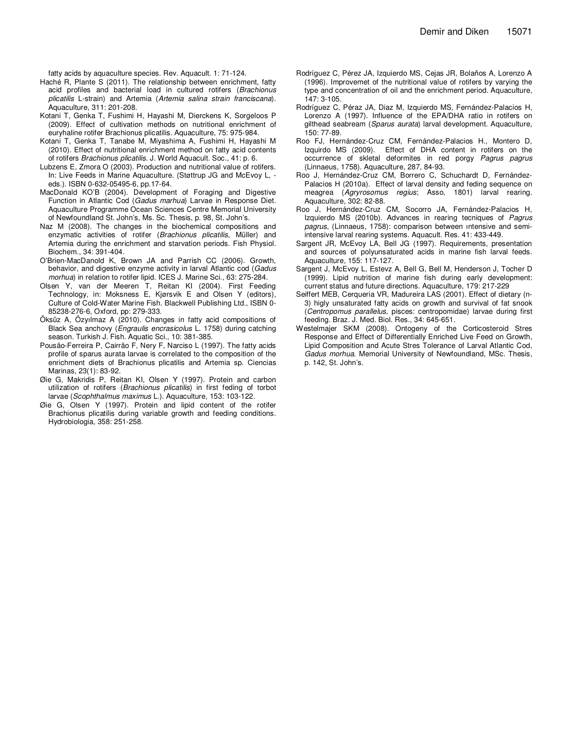fatty acids by aquaculture species. Rev. Aquacult. 1: 71-124.

Haché R, Plante S (2011). The relationship between enrichment, fatty acid profiles and bacterial load in cultured rotifers (*Brachionus plicatilis* L-strain) and Artemia (*Artemia salina strain franciscana*). Aquaculture, 311: 201-208.

Kotani T, Genka T, Fushimi H, Hayashi M, Dierckens K, Sorgeloos P (2009). Effect of cultivation methods on nutritional enrichment of euryhaline rotifer Brachionus plicatilis. Aquaculture, 75: 975-984.

Kotani T, Genka T, Tanabe M, Miyashima A, Fushimi H, Hayashi M (2010). Effect of nutritional enrichment method on fatty acid contents of rotifers *Brachionus plicatilis*. J. World Aquacult. Soc., 41: p. 6.

Lubzens E, Zmora O (2003). Production and nutritional value of rotifers. In: Live Feeds in Marine Aquaculture. (Støttrup JG and McEvoy L, - eds.). ISBN 0-632-05495-6, pp.17-64.

MacDonald KO'B (2004). Development of Foraging and Digestive Function in Atlantic Cod (*Gadus marhua*) Larvae in Response Diet. Aquaculture Programme Ocean Sciences Centre Memorial University of Newfoundland St. John's, Ms. Sc. Thesis, p. 98, St. John's.

Naz M (2008). The changes in the biochemical compositions and enzymatic activities of rotifer (*Brachionus plicatilis*, Müller) and Artemia during the enrichment and starvation periods. Fish Physiol. Biochem., 34: 391-404.

O'Brien-MacDanold K, Brown JA and Parrish CC (2006). Growth, behavior, and digestive enzyme activity in larval Atlantic cod (*Gadus morhua*) in relation to rotifer lipid. ICES J. Marine Sci., 63: 275-284.

Olsen Y, van der Meeren T, Reitan KI (2004). First Feeding Technology, in: Moksness E, Kjørsvik E and Olsen Y (editors), Culture of Cold-Water Marine Fish. Blackwell Publishing Ltd., ISBN 0-85238-276-6, Oxford, pp: 279-333.

Öksüz A, Özyılmaz A (2010). Changes in fatty acid compositions of Black Sea anchovy (*Engraulis encrasicolus* L. 1758) during catching season. Turkish J. Fish. Aquatic Sci., 10: 381-385.

Pousão-Ferreira P, Cairrão F, Nery F, Narciso L (1997). The fatty acids profile of sparus aurata larvae is correlated to the composition of the enrichment diets of Brachionus plicatilis and Artemia sp. Ciencias Marinas, 23(1): 83-92.

Øie G, Makridis P, Reitan KI, Olsen Y (1997). Protein and carbon utilization of rotifers (*Brachionus plicatilis*) in first feding of torbot larvae (*Scophthalmus maximus* L.). Aquaculture, 153: 103-122.

Øie G, Olsen Y (1997). Protein and lipid content of the rotifer Brachionus plicatilis during variable growth and feeding conditions. Hydrobiologia, 358: 251-258.

Rodríguez C, Pérez JA, Izquierdo MS, Cejas JR, Bolaňos A, Lorenzo A (1996). Improvemet of the nutritional value of rotifers by varying the type and concentration of oil and the enrichment period. Aquaculture, 147: 3-105.

Rodríguez C, Péraz JA, Diaz M, Izquierdo MS, Fernández-Palacios H, Lorenzo A (1997). Influence of the EPA/DHA ratio in rotifers on gilthead seabream (*Sparus aurata*) larval development. Aquaculture, 150: 77-89.

Roo FJ, Hernández-Cruz CM, Fernández-Palacios H., Montero D, Izquirdo MS (2009). Effect of DHA content in rotifers on the occurrence of skletal deformites in red porgy *Pagrus pagrus* (Linnaeus, 1758). Aquaculture, 287, 84-93.

Roo J, Hernández-Cruz CM, Borrero C, Schuchardt D, Fernández-Palacios H (2010a). Effect of larval density and feding sequence on meagrea (*Agryrosomus regius*; Asso, 1801) larval rearing. Aquaculture, 302: 82-88.

Roo J, Hernández-Cruz CM, Socorro JA, Fernández-Palacios H, Izquierdo MS (2010b). Advances in rearing tecniques of *Pagrus pagrus*, (Linnaeus, 1758): comparison between ıntensive and semi-intensive larval rearing systems. Aquacult. Res. 41: 433-449.

Sargent JR, McEvoy LA, Bell JG (1997). Requirements, presentation and sources of polyunsaturated acids in marine fish larval feeds. Aquaculture, 155: 117-127.

Sargent J, McEvoy L, Estevz A, Bell G, Bell M, Henderson J, Tocher D (1999). Lipid nutrition of marine fish during early development: current status and future directions. Aquaculture, 179: 217-229

Seiffert MEB, Cerqueria VR, Madureira LAS (2001). Effect of dietary (n-3) higly unsaturated fatty acids on growth and survival of fat snook (*Centropomus parallelus*, pisces: centropomidae) larvae during first feeding. Braz. J. Med. Biol. Res., 34: 645-651.

Westelmajer SKM (2008). Ontogeny of the Corticosteroid Stres Response and Effect of Differentially Enriched Live Feed on Growth, Lipid Composition and Acute Stres Tolerance of Larval Atlantic Cod, *Gadus morhua*. Memorial University of Newfoundland, MSc. Thesis, p. 142, St. John's.